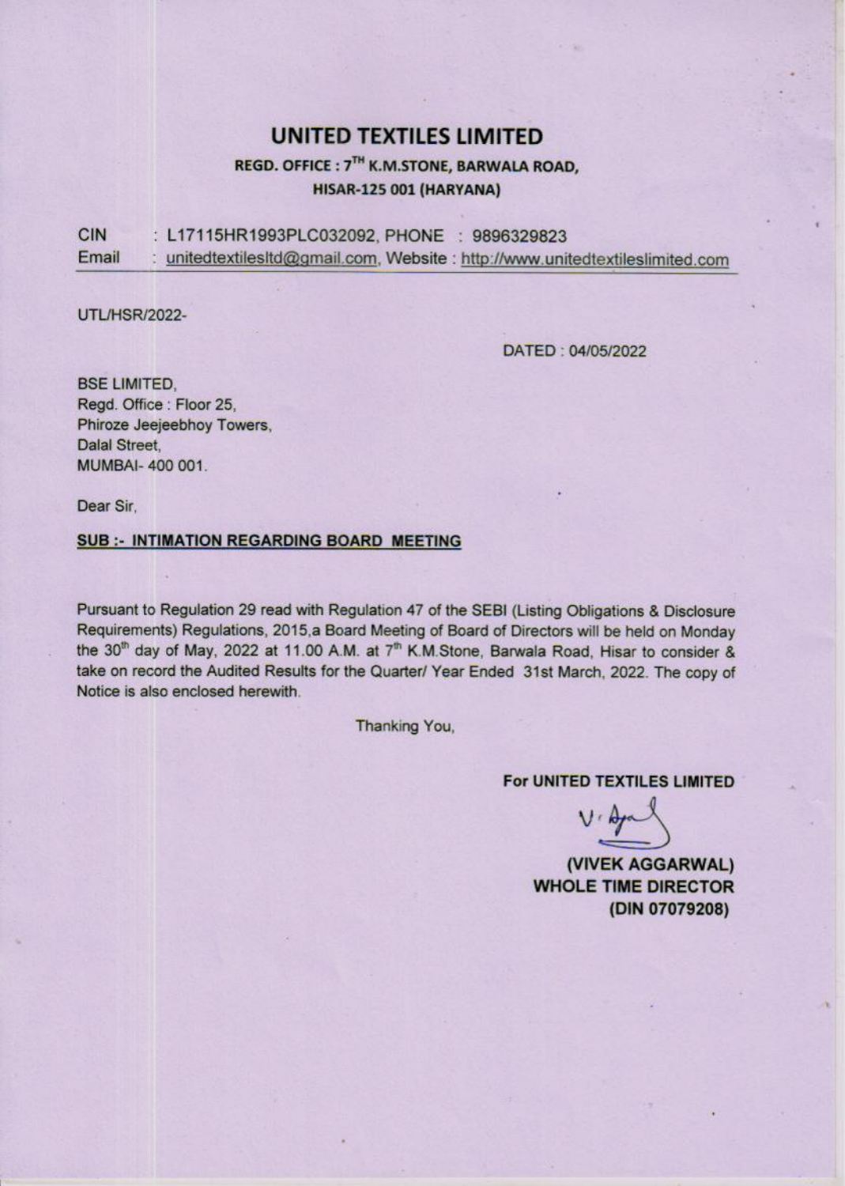# UNITED TEXTILES LIMITED

**REGD. OFFICE : 7TH K.M.STONE, BARWALA ROAD,**
**HISAR-125 001 (HARYANA)**

CIN : L17115HR1993PLC032092, PHONE : 9896329823
Email : unitedtextilesltd@gmail.com, Website : http://www.unitedtextileslimited.com

UTL/HSR/2022-

DATED : 04/05/2022

BSE LIMITED,
Regd. Office : Floor 25,
Phiroze Jeejeebhoy Towers,
Dalal Street,
MUMBAI- 400 001.

Dear Sir,

**SUB :- INTIMATION REGARDING BOARD MEETING**

Pursuant to Regulation 29 read with Regulation 47 of the SEBI (Listing Obligations & Disclosure Requirements) Regulations, 2015,a Board Meeting of Board of Directors will be held on Monday the 30th day of May, 2022 at 11.00 A.M. at 7th K.M.Stone, Barwala Road, Hisar to consider & take on record the Audited Results for the Quarter/ Year Ended 31st March, 2022. The copy of Notice is also enclosed herewith.

Thanking You,

**For UNITED TEXTILES LIMITED**

**(VIVEK AGGARWAL)**
**WHOLE TIME DIRECTOR**
**(DIN 07079208)**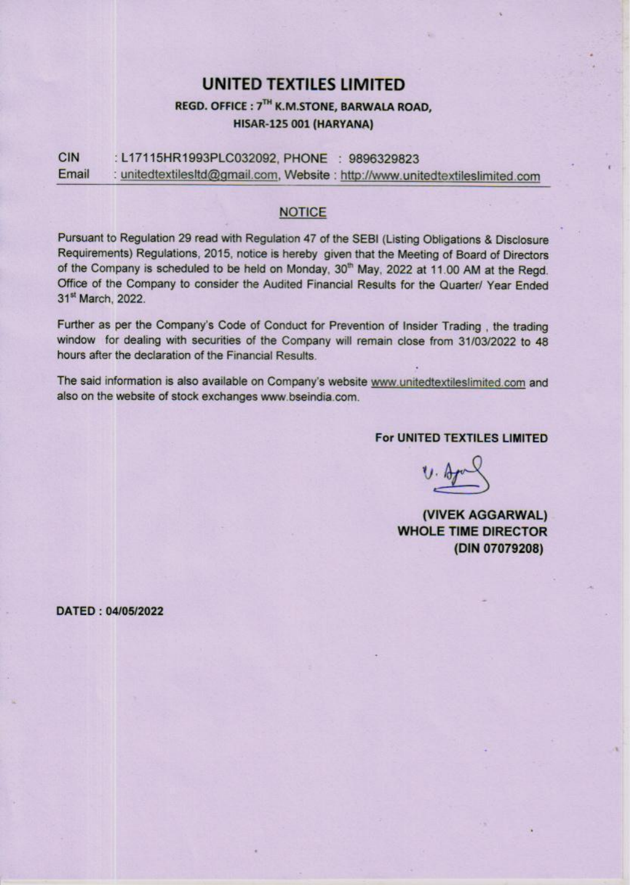# UNITED TEXTILES LIMITED

**REGD. OFFICE : 7TH K.M.STONE, BARWALA ROAD,**
**HISAR-125 001 (HARYANA)**

CIN : L17115HR1993PLC032092, PHONE : 9896329823
Email : unitedtextilesltd@gmail.com, Website : http://www.unitedtextileslimited.com

## NOTICE

Pursuant to Regulation 29 read with Regulation 47 of the SEBI (Listing Obligations & Disclosure Requirements) Regulations, 2015, notice is hereby given that the Meeting of Board of Directors of the Company is scheduled to be held on Monday, 30th May, 2022 at 11.00 AM at the Regd. Office of the Company to consider the Audited Financial Results for the Quarter/ Year Ended 31st March, 2022.

Further as per the Company's Code of Conduct for Prevention of Insider Trading , the trading window for dealing with securities of the Company will remain close from 31/03/2022 to 48 hours after the declaration of the Financial Results.

The said information is also available on Company's website www.unitedtextileslimited.com and also on the website of stock exchanges www.bseindia.com.

**For UNITED TEXTILES LIMITED**

**(VIVEK AGGARWAL)**
**WHOLE TIME DIRECTOR**
**(DIN 07079208)**

**DATED : 04/05/2022**